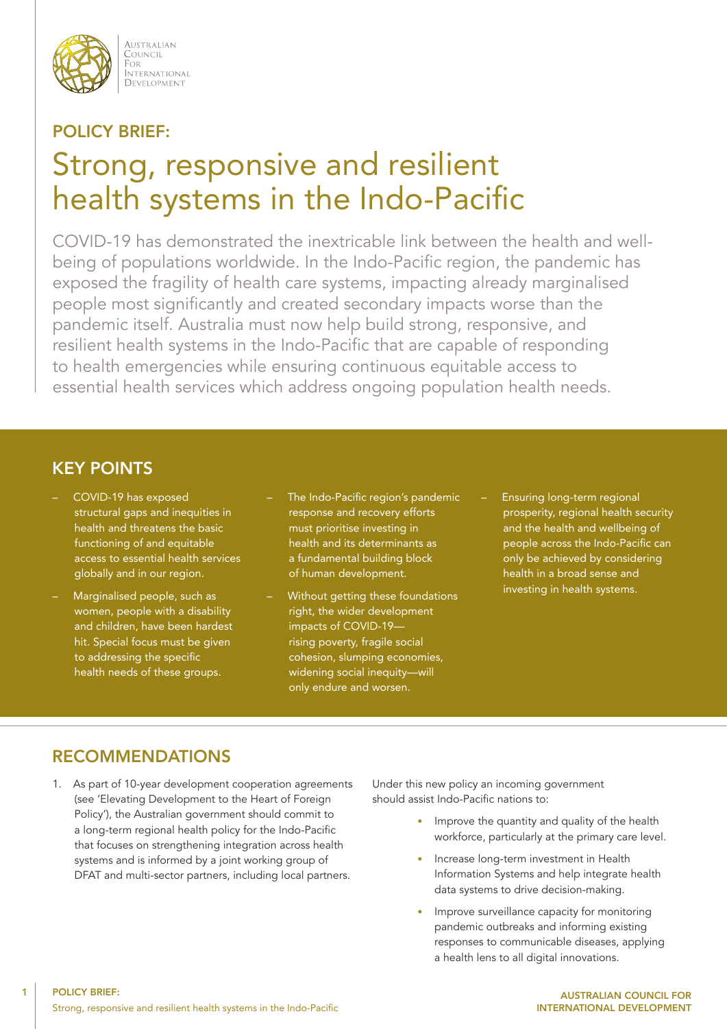Australian Council For International Development

## POLICY BRIEF:

# Strong, responsive and resilient health systems in the Indo-Pacific

COVID-19 has demonstrated the inextricable link between the health and well-being of populations worldwide. In the Indo-Pacific region, the pandemic has exposed the fragility of health care systems, impacting already marginalised people most significantly and created secondary impacts worse than the pandemic itself. Australia must now help build strong, responsive, and resilient health systems in the Indo-Pacific that are capable of responding to health emergencies while ensuring continuous equitable access to essential health services which address ongoing population health needs.

## KEY POINTS

– COVID-19 has exposed structural gaps and inequities in health and threatens the basic functioning of and equitable access to essential health services globally and in our region.

– Marginalised people, such as women, people with a disability and children, have been hardest hit. Special focus must be given to addressing the specific health needs of these groups.

– The Indo-Pacific region's pandemic response and recovery efforts must prioritise investing in health and its determinants as a fundamental building block of human development.

– Without getting these foundations right, the wider development impacts of COVID-19—rising poverty, fragile social cohesion, slumping economies, widening social inequity—will only endure and worsen.

– Ensuring long-term regional prosperity, regional health security and the health and wellbeing of people across the Indo-Pacific can only be achieved by considering health in a broad sense and investing in health systems.

## RECOMMENDATIONS

1. As part of 10-year development cooperation agreements (see 'Elevating Development to the Heart of Foreign Policy'), the Australian government should commit to a long-term regional health policy for the Indo-Pacific that focuses on strengthening integration across health systems and is informed by a joint working group of DFAT and multi-sector partners, including local partners.

Under this new policy an incoming government should assist Indo-Pacific nations to:

- Improve the quantity and quality of the health workforce, particularly at the primary care level.
- Increase long-term investment in Health Information Systems and help integrate health data systems to drive decision-making.
- Improve surveillance capacity for monitoring pandemic outbreaks and informing existing responses to communicable diseases, applying a health lens to all digital innovations.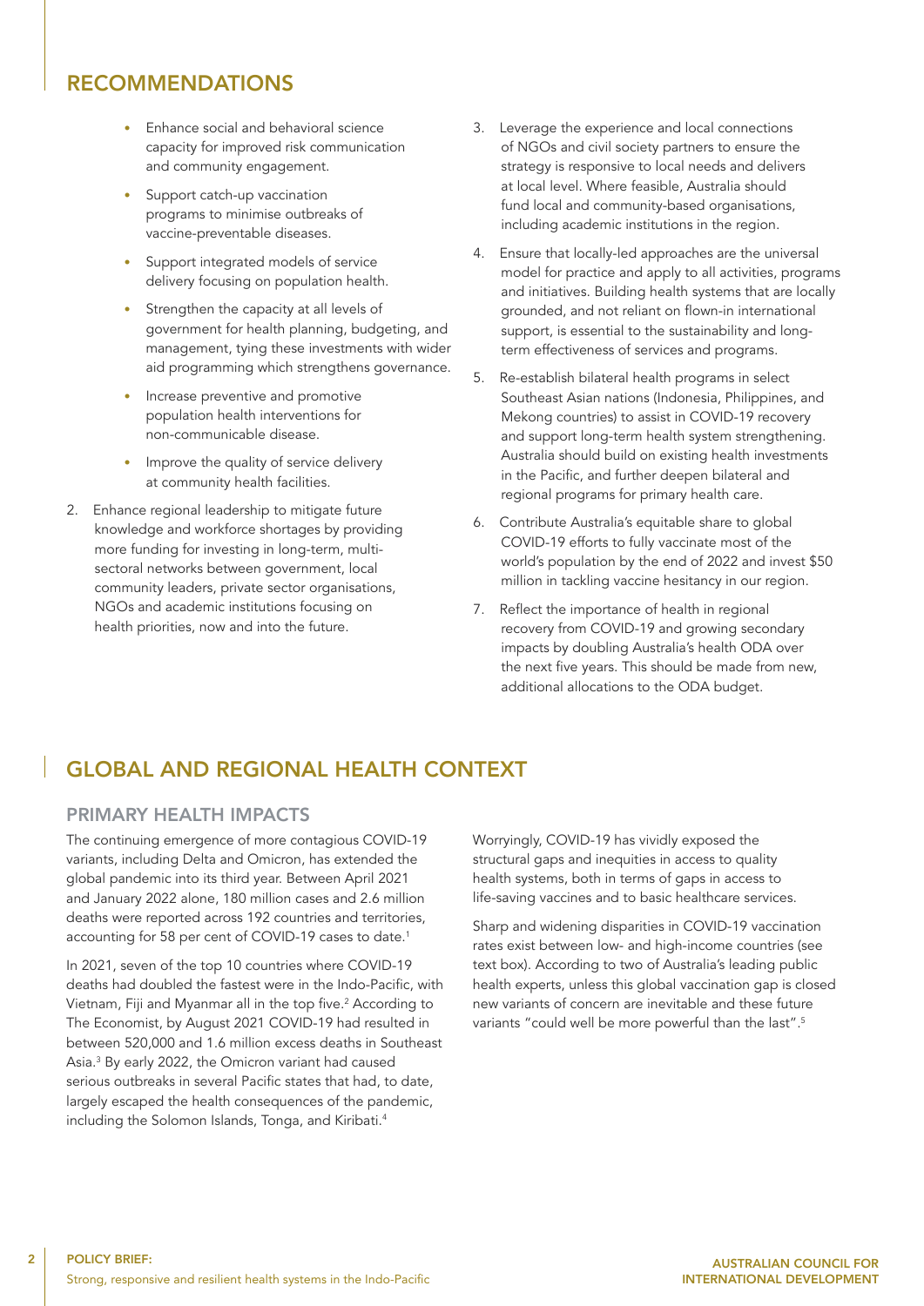## RECOMMENDATIONS

- Enhance social and behavioral science capacity for improved risk communication and community engagement.
- Support catch-up vaccination programs to minimise outbreaks of vaccine-preventable diseases.
- Support integrated models of service delivery focusing on population health.
- Strengthen the capacity at all levels of government for health planning, budgeting, and management, tying these investments with wider aid programming which strengthens governance.
- Increase preventive and promotive population health interventions for non-communicable disease.
- Improve the quality of service delivery at community health facilities.

2. Enhance regional leadership to mitigate future knowledge and workforce shortages by providing more funding for investing in long-term, multi-sectoral networks between government, local community leaders, private sector organisations, NGOs and academic institutions focusing on health priorities, now and into the future.
3. Leverage the experience and local connections of NGOs and civil society partners to ensure the strategy is responsive to local needs and delivers at local level. Where feasible, Australia should fund local and community-based organisations, including academic institutions in the region.
4. Ensure that locally-led approaches are the universal model for practice and apply to all activities, programs and initiatives. Building health systems that are locally grounded, and not reliant on flown-in international support, is essential to the sustainability and long-term effectiveness of services and programs.
5. Re-establish bilateral health programs in select Southeast Asian nations (Indonesia, Philippines, and Mekong countries) to assist in COVID-19 recovery and support long-term health system strengthening. Australia should build on existing health investments in the Pacific, and further deepen bilateral and regional programs for primary health care.
6. Contribute Australia's equitable share to global COVID-19 efforts to fully vaccinate most of the world's population by the end of 2022 and invest $50 million in tackling vaccine hesitancy in our region.
7. Reflect the importance of health in regional recovery from COVID-19 and growing secondary impacts by doubling Australia's health ODA over the next five years. This should be made from new, additional allocations to the ODA budget.

## GLOBAL AND REGIONAL HEALTH CONTEXT

### PRIMARY HEALTH IMPACTS

The continuing emergence of more contagious COVID-19 variants, including Delta and Omicron, has extended the global pandemic into its third year. Between April 2021 and January 2022 alone, 180 million cases and 2.6 million deaths were reported across 192 countries and territories, accounting for 58 per cent of COVID-19 cases to date.[1]

In 2021, seven of the top 10 countries where COVID-19 deaths had doubled the fastest were in the Indo-Pacific, with Vietnam, Fiji and Myanmar all in the top five.[2] According to The Economist, by August 2021 COVID-19 had resulted in between 520,000 and 1.6 million excess deaths in Southeast Asia.[3] By early 2022, the Omicron variant had caused serious outbreaks in several Pacific states that had, to date, largely escaped the health consequences of the pandemic, including the Solomon Islands, Tonga, and Kiribati.[4]

Worryingly, COVID-19 has vividly exposed the structural gaps and inequities in access to quality health systems, both in terms of gaps in access to life-saving vaccines and to basic healthcare services.

Sharp and widening disparities in COVID-19 vaccination rates exist between low- and high-income countries (see text box). According to two of Australia's leading public health experts, unless this global vaccination gap is closed new variants of concern are inevitable and these future variants "could well be more powerful than the last".[5]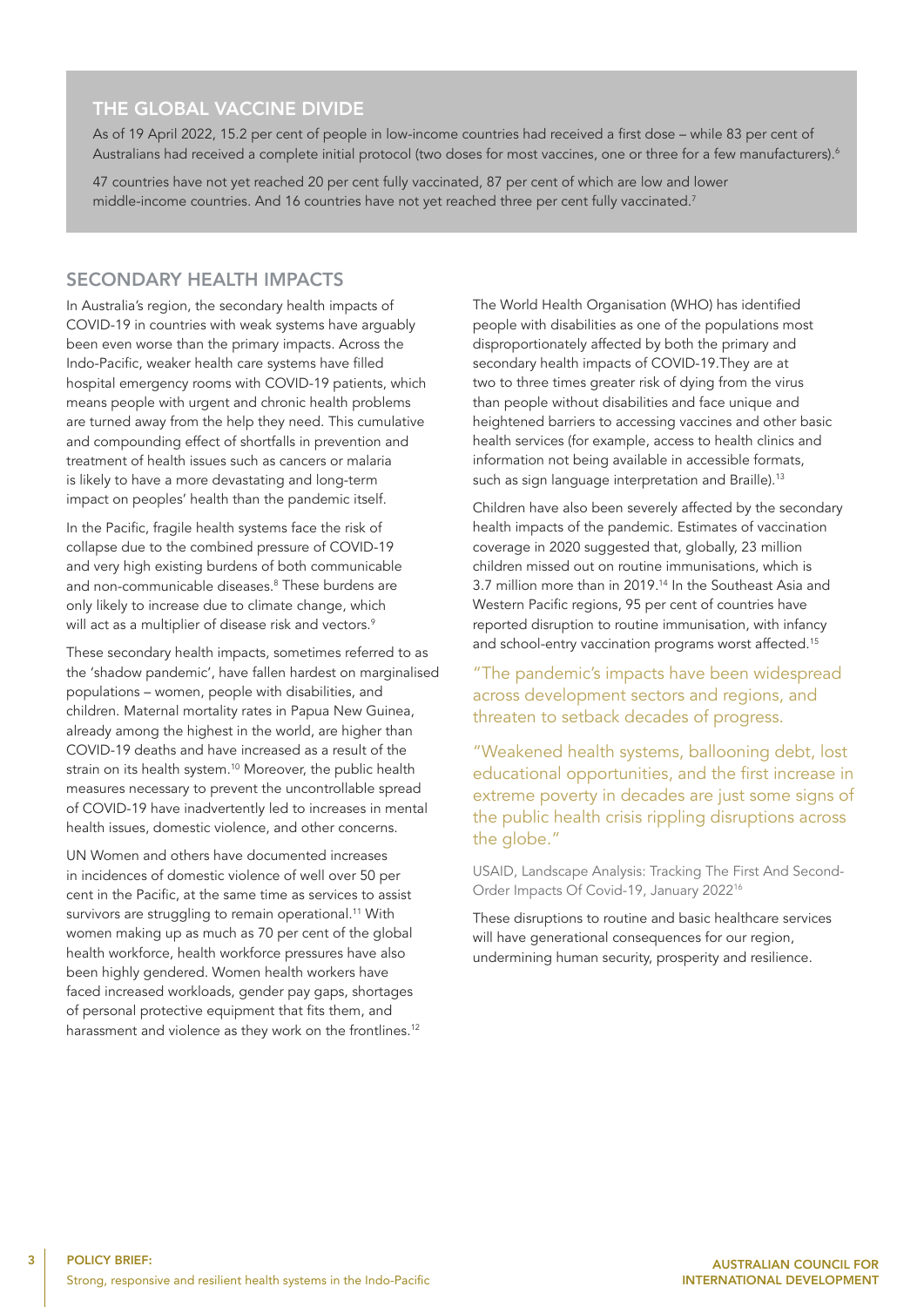## THE GLOBAL VACCINE DIVIDE

As of 19 April 2022, 15.2 per cent of people in low-income countries had received a first dose – while 83 per cent of Australians had received a complete initial protocol (two doses for most vaccines, one or three for a few manufacturers).[6]

47 countries have not yet reached 20 per cent fully vaccinated, 87 per cent of which are low and lower middle-income countries. And 16 countries have not yet reached three per cent fully vaccinated.[7]

## SECONDARY HEALTH IMPACTS

In Australia's region, the secondary health impacts of COVID-19 in countries with weak systems have arguably been even worse than the primary impacts. Across the Indo-Pacific, weaker health care systems have filled hospital emergency rooms with COVID-19 patients, which means people with urgent and chronic health problems are turned away from the help they need. This cumulative and compounding effect of shortfalls in prevention and treatment of health issues such as cancers or malaria is likely to have a more devastating and long-term impact on peoples' health than the pandemic itself.

In the Pacific, fragile health systems face the risk of collapse due to the combined pressure of COVID-19 and very high existing burdens of both communicable and non-communicable diseases.[8] These burdens are only likely to increase due to climate change, which will act as a multiplier of disease risk and vectors.[9]

These secondary health impacts, sometimes referred to as the 'shadow pandemic', have fallen hardest on marginalised populations – women, people with disabilities, and children. Maternal mortality rates in Papua New Guinea, already among the highest in the world, are higher than COVID-19 deaths and have increased as a result of the strain on its health system.[10] Moreover, the public health measures necessary to prevent the uncontrollable spread of COVID-19 have inadvertently led to increases in mental health issues, domestic violence, and other concerns.

UN Women and others have documented increases in incidences of domestic violence of well over 50 per cent in the Pacific, at the same time as services to assist survivors are struggling to remain operational.[11] With women making up as much as 70 per cent of the global health workforce, health workforce pressures have also been highly gendered. Women health workers have faced increased workloads, gender pay gaps, shortages of personal protective equipment that fits them, and harassment and violence as they work on the frontlines.[12]

The World Health Organisation (WHO) has identified people with disabilities as one of the populations most disproportionately affected by both the primary and secondary health impacts of COVID-19.They are at two to three times greater risk of dying from the virus than people without disabilities and face unique and heightened barriers to accessing vaccines and other basic health services (for example, access to health clinics and information not being available in accessible formats, such as sign language interpretation and Braille).[13]

Children have also been severely affected by the secondary health impacts of the pandemic. Estimates of vaccination coverage in 2020 suggested that, globally, 23 million children missed out on routine immunisations, which is 3.7 million more than in 2019.[14] In the Southeast Asia and Western Pacific regions, 95 per cent of countries have reported disruption to routine immunisation, with infancy and school-entry vaccination programs worst affected.[15]

> "The pandemic's impacts have been widespread across development sectors and regions, and threaten to setback decades of progress.
>
> "Weakened health systems, ballooning debt, lost educational opportunities, and the first increase in extreme poverty in decades are just some signs of the public health crisis rippling disruptions across the globe."
>
> USAID, Landscape Analysis: Tracking The First And Second-Order Impacts Of Covid-19, January 2022[16]

These disruptions to routine and basic healthcare services will have generational consequences for our region, undermining human security, prosperity and resilience.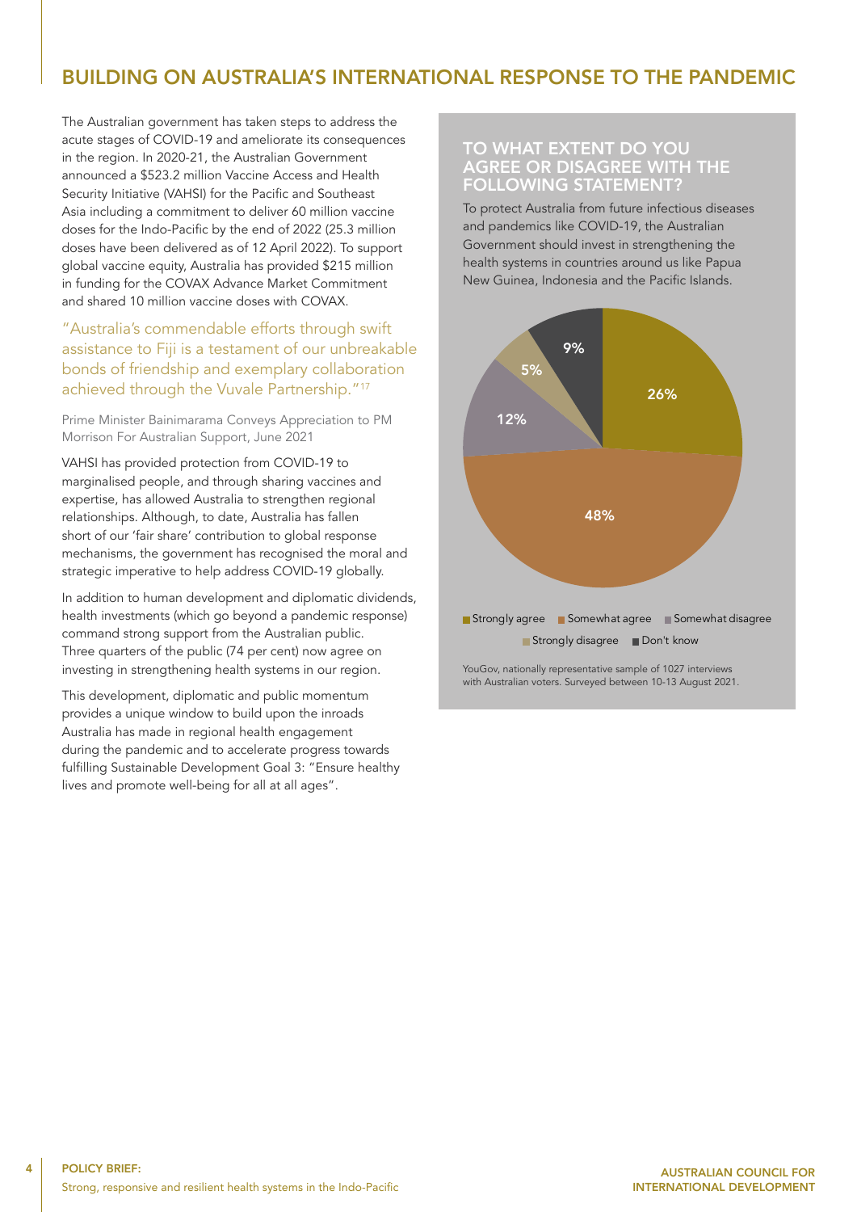## BUILDING ON AUSTRALIA'S INTERNATIONAL RESPONSE TO THE PANDEMIC

The Australian government has taken steps to address the acute stages of COVID-19 and ameliorate its consequences in the region. In 2020-21, the Australian Government announced a $523.2 million Vaccine Access and Health Security Initiative (VAHSI) for the Pacific and Southeast Asia including a commitment to deliver 60 million vaccine doses for the Indo-Pacific by the end of 2022 (25.3 million doses have been delivered as of 12 April 2022). To support global vaccine equity, Australia has provided $215 million in funding for the COVAX Advance Market Commitment and shared 10 million vaccine doses with COVAX.

> "Australia's commendable efforts through swift assistance to Fiji is a testament of our unbreakable bonds of friendship and exemplary collaboration achieved through the Vuvale Partnership."[17]
>
> Prime Minister Bainimarama Conveys Appreciation to PM Morrison For Australian Support, June 2021

VAHSI has provided protection from COVID-19 to marginalised people, and through sharing vaccines and expertise, has allowed Australia to strengthen regional relationships. Although, to date, Australia has fallen short of our 'fair share' contribution to global response mechanisms, the government has recognised the moral and strategic imperative to help address COVID-19 globally.

In addition to human development and diplomatic dividends, health investments (which go beyond a pandemic response) command strong support from the Australian public. Three quarters of the public (74 per cent) now agree on investing in strengthening health systems in our region.

This development, diplomatic and public momentum provides a unique window to build upon the inroads Australia has made in regional health engagement during the pandemic and to accelerate progress towards fulfilling Sustainable Development Goal 3: "Ensure healthy lives and promote well-being for all at all ages".

### TO WHAT EXTENT DO YOU AGREE OR DISAGREE WITH THE FOLLOWING STATEMENT?

To protect Australia from future infectious diseases and pandemics like COVID-19, the Australian Government should invest in strengthening the health systems in countries around us like Papua New Guinea, Indonesia and the Pacific Islands.

| Response | Percentage |
|---|---|
| Strongly agree | 26% |
| Somewhat agree | 48% |
| Somewhat disagree | 12% |
| Strongly disagree | 5% |
| Don't know | 9% |

YouGov, nationally representative sample of 1027 interviews with Australian voters. Surveyed between 10-13 August 2021.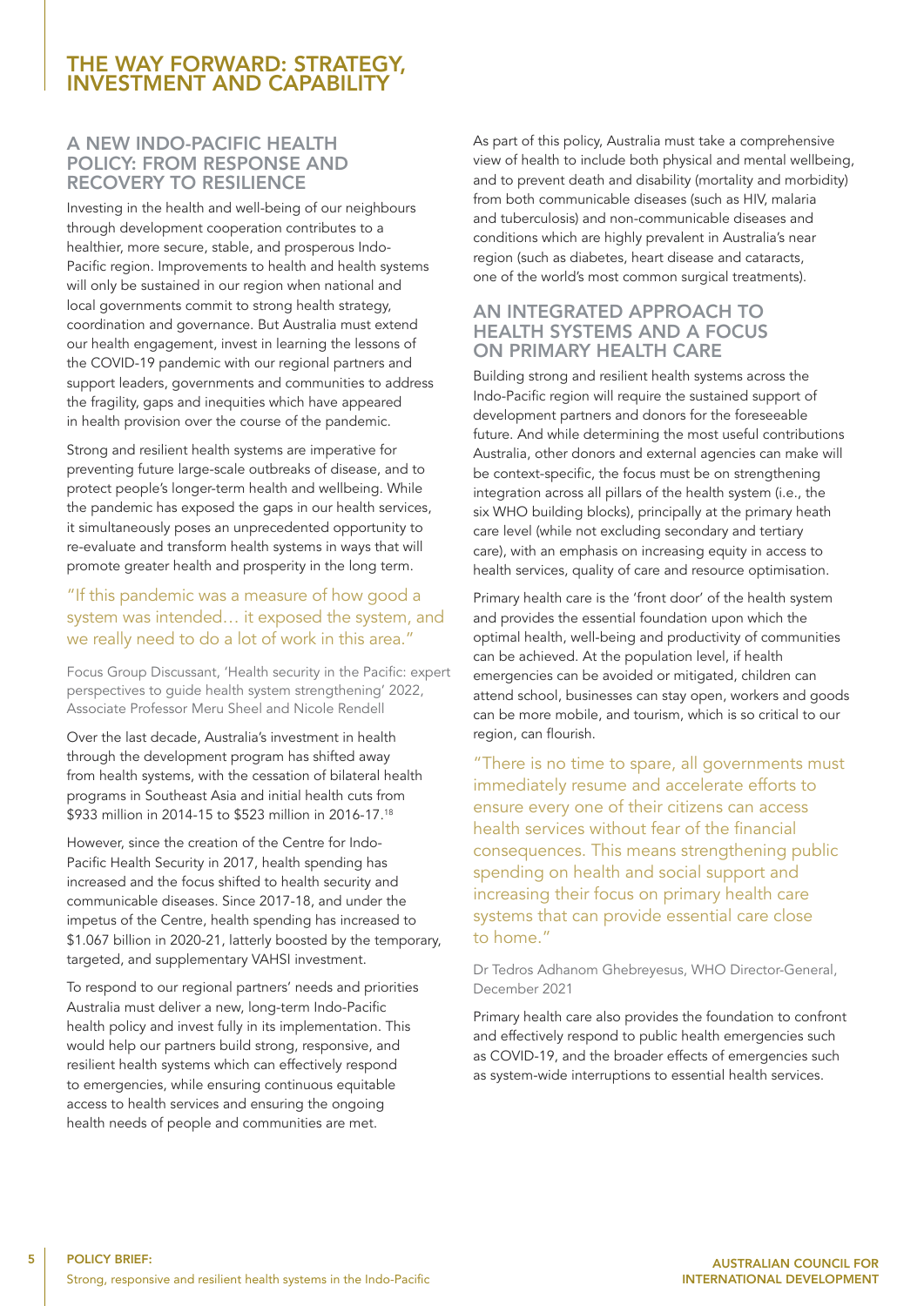# THE WAY FORWARD: STRATEGY, INVESTMENT AND CAPABILITY

## A NEW INDO-PACIFIC HEALTH POLICY: FROM RESPONSE AND RECOVERY TO RESILIENCE

Investing in the health and well-being of our neighbours through development cooperation contributes to a healthier, more secure, stable, and prosperous Indo-Pacific region. Improvements to health and health systems will only be sustained in our region when national and local governments commit to strong health strategy, coordination and governance. But Australia must extend our health engagement, invest in learning the lessons of the COVID-19 pandemic with our regional partners and support leaders, governments and communities to address the fragility, gaps and inequities which have appeared in health provision over the course of the pandemic.

Strong and resilient health systems are imperative for preventing future large-scale outbreaks of disease, and to protect people's longer-term health and wellbeing. While the pandemic has exposed the gaps in our health services, it simultaneously poses an unprecedented opportunity to re-evaluate and transform health systems in ways that will promote greater health and prosperity in the long term.

> "If this pandemic was a measure of how good a system was intended… it exposed the system, and we really need to do a lot of work in this area."
>
> Focus Group Discussant, 'Health security in the Pacific: expert perspectives to guide health system strengthening' 2022, Associate Professor Meru Sheel and Nicole Rendell

Over the last decade, Australia's investment in health through the development program has shifted away from health systems, with the cessation of bilateral health programs in Southeast Asia and initial health cuts from \$933 million in 2014-15 to \$523 million in 2016-17.[18]

However, since the creation of the Centre for Indo-Pacific Health Security in 2017, health spending has increased and the focus shifted to health security and communicable diseases. Since 2017-18, and under the impetus of the Centre, health spending has increased to \$1.067 billion in 2020-21, latterly boosted by the temporary, targeted, and supplementary VAHSI investment.

To respond to our regional partners' needs and priorities Australia must deliver a new, long-term Indo-Pacific health policy and invest fully in its implementation. This would help our partners build strong, responsive, and resilient health systems which can effectively respond to emergencies, while ensuring continuous equitable access to health services and ensuring the ongoing health needs of people and communities are met.

As part of this policy, Australia must take a comprehensive view of health to include both physical and mental wellbeing, and to prevent death and disability (mortality and morbidity) from both communicable diseases (such as HIV, malaria and tuberculosis) and non-communicable diseases and conditions which are highly prevalent in Australia's near region (such as diabetes, heart disease and cataracts, one of the world's most common surgical treatments).

## AN INTEGRATED APPROACH TO HEALTH SYSTEMS AND A FOCUS ON PRIMARY HEALTH CARE

Building strong and resilient health systems across the Indo-Pacific region will require the sustained support of development partners and donors for the foreseeable future. And while determining the most useful contributions Australia, other donors and external agencies can make will be context-specific, the focus must be on strengthening integration across all pillars of the health system (i.e., the six WHO building blocks), principally at the primary heath care level (while not excluding secondary and tertiary care), with an emphasis on increasing equity in access to health services, quality of care and resource optimisation.

Primary health care is the 'front door' of the health system and provides the essential foundation upon which the optimal health, well-being and productivity of communities can be achieved. At the population level, if health emergencies can be avoided or mitigated, children can attend school, businesses can stay open, workers and goods can be more mobile, and tourism, which is so critical to our region, can flourish.

> "There is no time to spare, all governments must immediately resume and accelerate efforts to ensure every one of their citizens can access health services without fear of the financial consequences. This means strengthening public spending on health and social support and increasing their focus on primary health care systems that can provide essential care close to home."
>
> Dr Tedros Adhanom Ghebreyesus, WHO Director-General, December 2021

Primary health care also provides the foundation to confront and effectively respond to public health emergencies such as COVID-19, and the broader effects of emergencies such as system-wide interruptions to essential health services.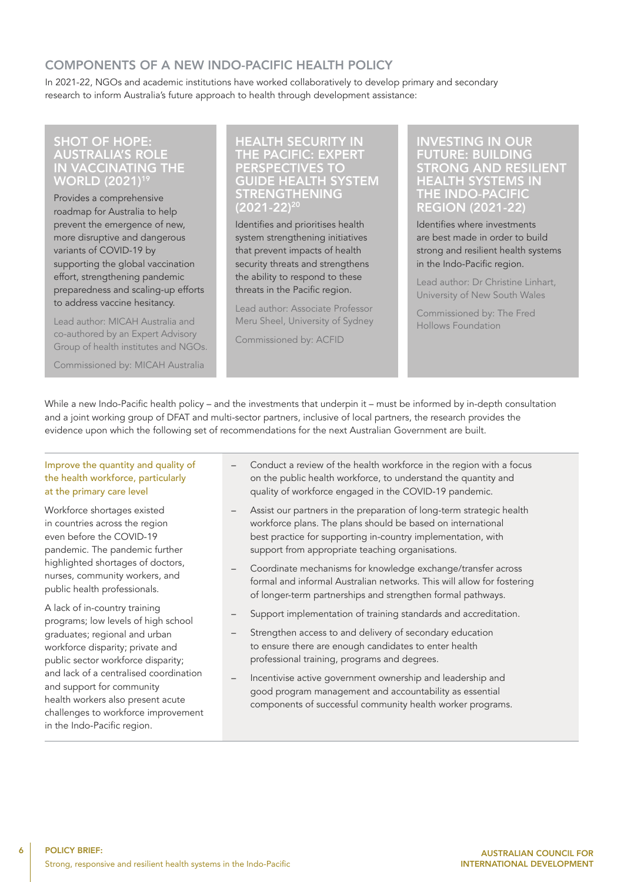## COMPONENTS OF A NEW INDO-PACIFIC HEALTH POLICY

In 2021-22, NGOs and academic institutions have worked collaboratively to develop primary and secondary research to inform Australia's future approach to health through development assistance:

### SHOT OF HOPE: AUSTRALIA'S ROLE IN VACCINATING THE WORLD (2021)[19]

Provides a comprehensive roadmap for Australia to help prevent the emergence of new, more disruptive and dangerous variants of COVID-19 by supporting the global vaccination effort, strengthening pandemic preparedness and scaling-up efforts to address vaccine hesitancy.

Lead author: MICAH Australia and co-authored by an Expert Advisory Group of health institutes and NGOs.

Commissioned by: MICAH Australia

### HEALTH SECURITY IN THE PACIFIC: EXPERT PERSPECTIVES TO GUIDE HEALTH SYSTEM STRENGTHENING (2021-22)[20]

Identifies and prioritises health system strengthening initiatives that prevent impacts of health security threats and strengthens the ability to respond to these threats in the Pacific region.

Lead author: Associate Professor Meru Sheel, University of Sydney

Commissioned by: ACFID

### INVESTING IN OUR FUTURE: BUILDING STRONG AND RESILIENT HEALTH SYSTEMS IN THE INDO-PACIFIC REGION (2021-22)

Identifies where investments are best made in order to build strong and resilient health systems in the Indo-Pacific region.

Lead author: Dr Christine Linhart, University of New South Wales

Commissioned by: The Fred Hollows Foundation

While a new Indo-Pacific health policy – and the investments that underpin it – must be informed by in-depth consultation and a joint working group of DFAT and multi-sector partners, inclusive of local partners, the research provides the evidence upon which the following set of recommendations for the next Australian Government are built.

### Improve the quantity and quality of the health workforce, particularly at the primary care level

Workforce shortages existed in countries across the region even before the COVID-19 pandemic. The pandemic further highlighted shortages of doctors, nurses, community workers, and public health professionals.

A lack of in-country training programs; low levels of high school graduates; regional and urban workforce disparity; private and public sector workforce disparity; and lack of a centralised coordination and support for community health workers also present acute challenges to workforce improvement in the Indo-Pacific region.

- Conduct a review of the health workforce in the region with a focus on the public health workforce, to understand the quantity and quality of workforce engaged in the COVID-19 pandemic.
- Assist our partners in the preparation of long-term strategic health workforce plans. The plans should be based on international best practice for supporting in-country implementation, with support from appropriate teaching organisations.
- Coordinate mechanisms for knowledge exchange/transfer across formal and informal Australian networks. This will allow for fostering of longer-term partnerships and strengthen formal pathways.
- Support implementation of training standards and accreditation.
- Strengthen access to and delivery of secondary education to ensure there are enough candidates to enter health professional training, programs and degrees.
- Incentivise active government ownership and leadership and good program management and accountability as essential components of successful community health worker programs.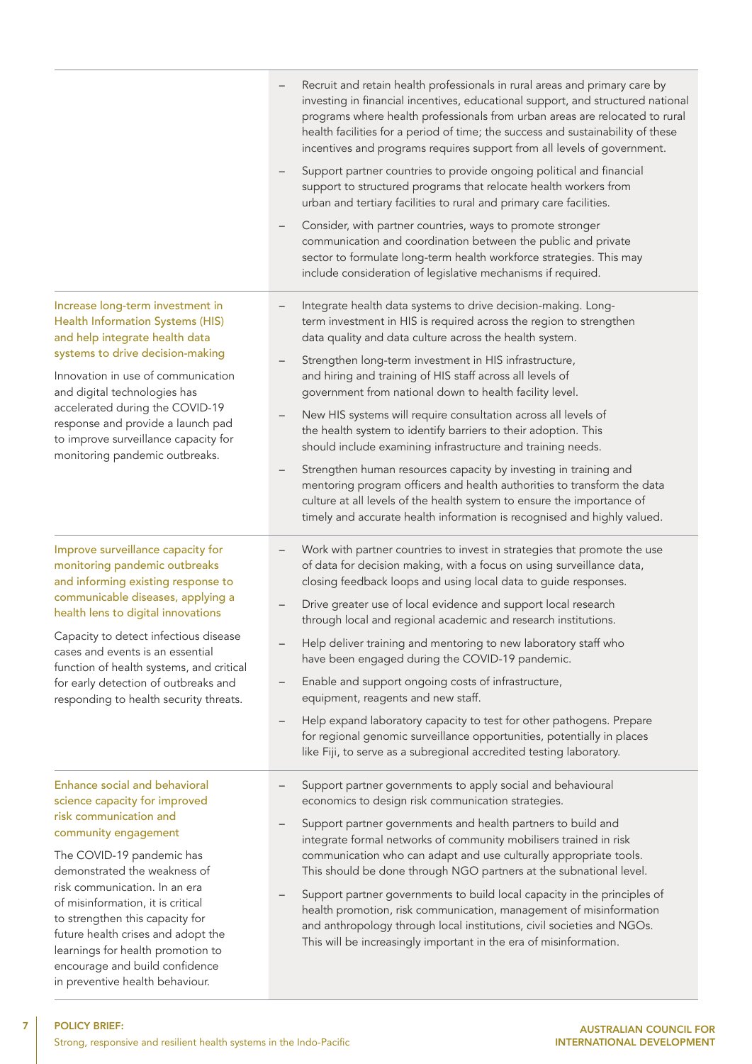| | |
|---|---|
| | – Recruit and retain health professionals in rural areas and primary care by investing in financial incentives, educational support, and structured national programs where health professionals from urban areas are relocated to rural health facilities for a period of time; the success and sustainability of these incentives and programs requires support from all levels of government.<br>– Support partner countries to provide ongoing political and financial support to structured programs that relocate health workers from urban and tertiary facilities to rural and primary care facilities.<br>– Consider, with partner countries, ways to promote stronger communication and coordination between the public and private sector to formulate long-term health workforce strategies. This may include consideration of legislative mechanisms if required. |
| **Increase long-term investment in Health Information Systems (HIS) and help integrate health data systems to drive decision-making**<br><br>Innovation in use of communication and digital technologies has accelerated during the COVID-19 response and provide a launch pad to improve surveillance capacity for monitoring pandemic outbreaks. | – Integrate health data systems to drive decision-making. Long-term investment in HIS is required across the region to strengthen data quality and data culture across the health system.<br>– Strengthen long-term investment in HIS infrastructure, and hiring and training of HIS staff across all levels of government from national down to health facility level.<br>– New HIS systems will require consultation across all levels of the health system to identify barriers to their adoption. This should include examining infrastructure and training needs.<br>– Strengthen human resources capacity by investing in training and mentoring program officers and health authorities to transform the data culture at all levels of the health system to ensure the importance of timely and accurate health information is recognised and highly valued. |
| **Improve surveillance capacity for monitoring pandemic outbreaks and informing existing response to communicable diseases, applying a health lens to digital innovations**<br><br>Capacity to detect infectious disease cases and events is an essential function of health systems, and critical for early detection of outbreaks and responding to health security threats. | – Work with partner countries to invest in strategies that promote the use of data for decision making, with a focus on using surveillance data, closing feedback loops and using local data to guide responses.<br>– Drive greater use of local evidence and support local research through local and regional academic and research institutions.<br>– Help deliver training and mentoring to new laboratory staff who have been engaged during the COVID-19 pandemic.<br>– Enable and support ongoing costs of infrastructure, equipment, reagents and new staff.<br>– Help expand laboratory capacity to test for other pathogens. Prepare for regional genomic surveillance opportunities, potentially in places like Fiji, to serve as a subregional accredited testing laboratory. |
| **Enhance social and behavioral science capacity for improved risk communication and community engagement**<br><br>The COVID-19 pandemic has demonstrated the weakness of risk communication. In an era of misinformation, it is critical to strengthen this capacity for future health crises and adopt the learnings for health promotion to encourage and build confidence in preventive health behaviour. | – Support partner governments to apply social and behavioural economics to design risk communication strategies.<br>– Support partner governments and health partners to build and integrate formal networks of community mobilisers trained in risk communication who can adapt and use culturally appropriate tools. This should be done through NGO partners at the subnational level.<br>– Support partner governments to build local capacity in the principles of health promotion, risk communication, management of misinformation and anthropology through local institutions, civil societies and NGOs. This will be increasingly important in the era of misinformation. |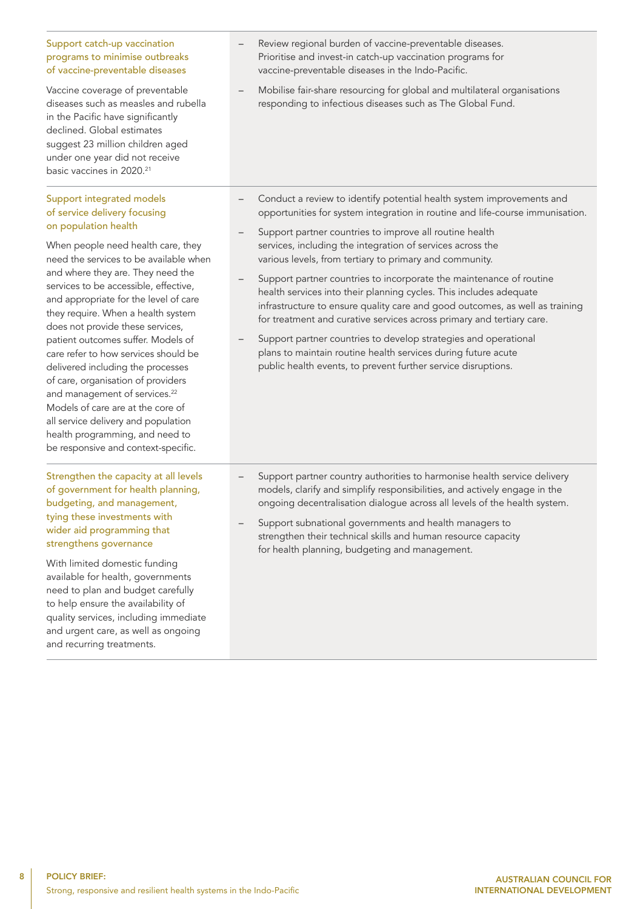| | |
|---|---|
| **Support catch-up vaccination programs to minimise outbreaks of vaccine-preventable diseases**<br><br>Vaccine coverage of preventable diseases such as measles and rubella in the Pacific have significantly declined. Global estimates suggest 23 million children aged under one year did not receive basic vaccines in 2020.[21] | – Review regional burden of vaccine-preventable diseases. Prioritise and invest-in catch-up vaccination programs for vaccine-preventable diseases in the Indo-Pacific.<br><br>– Mobilise fair-share resourcing for global and multilateral organisations responding to infectious diseases such as The Global Fund. |
| **Support integrated models of service delivery focusing on population health**<br><br>When people need health care, they need the services to be available when and where they are. They need the services to be accessible, effective, and appropriate for the level of care they require. When a health system does not provide these services, patient outcomes suffer. Models of care refer to how services should be delivered including the processes of care, organisation of providers and management of services.[22] Models of care are at the core of all service delivery and population health programming, and need to be responsive and context-specific. | – Conduct a review to identify potential health system improvements and opportunities for system integration in routine and life-course immunisation.<br><br>– Support partner countries to improve all routine health services, including the integration of services across the various levels, from tertiary to primary and community.<br><br>– Support partner countries to incorporate the maintenance of routine health services into their planning cycles. This includes adequate infrastructure to ensure quality care and good outcomes, as well as training for treatment and curative services across primary and tertiary care.<br><br>– Support partner countries to develop strategies and operational plans to maintain routine health services during future acute public health events, to prevent further service disruptions. |
| **Strengthen the capacity at all levels of government for health planning, budgeting, and management, tying these investments with wider aid programming that strengthens governance**<br><br>With limited domestic funding available for health, governments need to plan and budget carefully to help ensure the availability of quality services, including immediate and urgent care, as well as ongoing and recurring treatments. | – Support partner country authorities to harmonise health service delivery models, clarify and simplify responsibilities, and actively engage in the ongoing decentralisation dialogue across all levels of the health system.<br><br>– Support subnational governments and health managers to strengthen their technical skills and human resource capacity for health planning, budgeting and management. |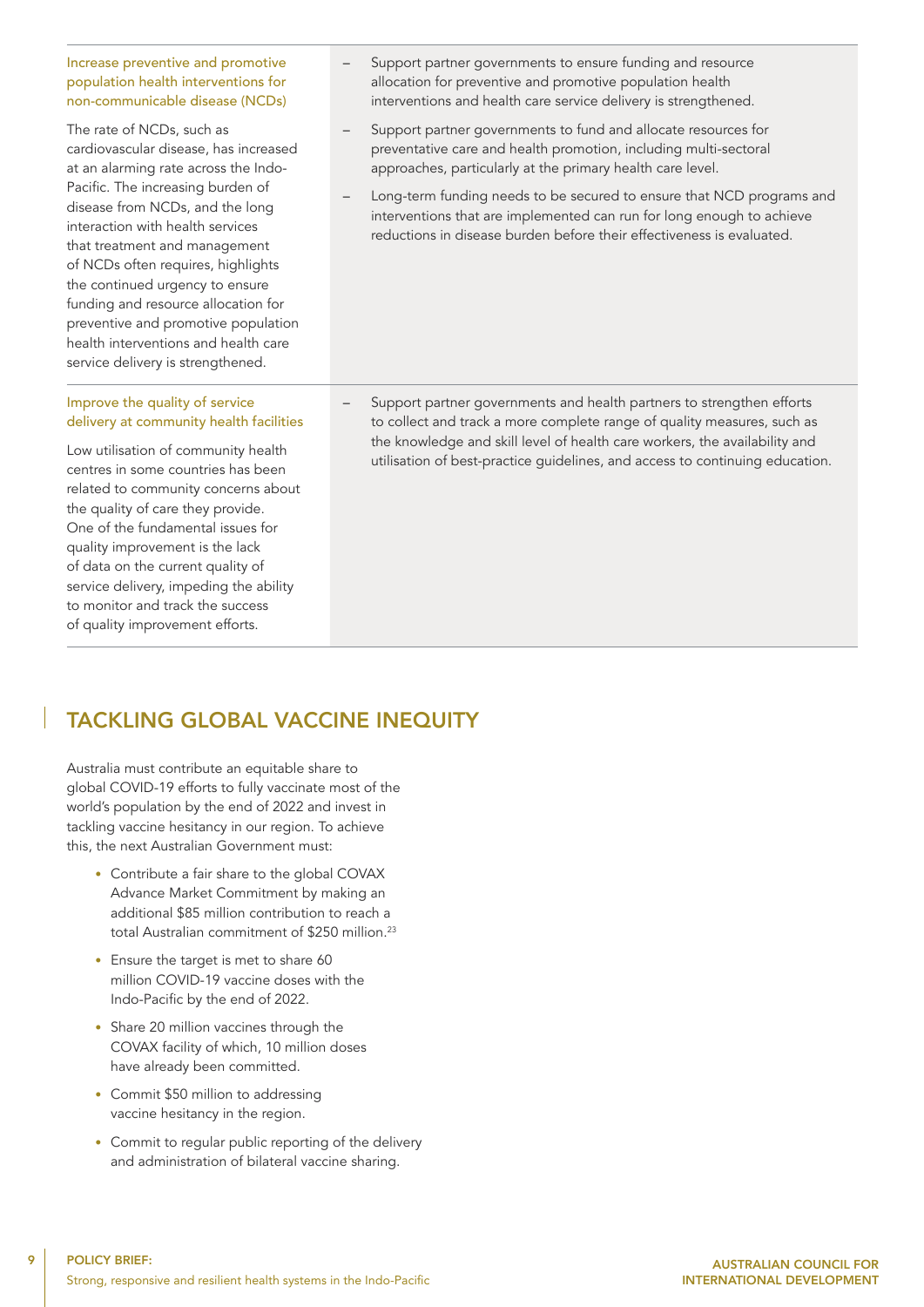| | |
|---|---|
| **Increase preventive and promotive population health interventions for non-communicable disease (NCDs)**<br><br>The rate of NCDs, such as cardiovascular disease, has increased at an alarming rate across the Indo-Pacific. The increasing burden of disease from NCDs, and the long interaction with health services that treatment and management of NCDs often requires, highlights the continued urgency to ensure funding and resource allocation for preventive and promotive population health interventions and health care service delivery is strengthened. | – Support partner governments to ensure funding and resource allocation for preventive and promotive population health interventions and health care service delivery is strengthened.<br><br>– Support partner governments to fund and allocate resources for preventative care and health promotion, including multi-sectoral approaches, particularly at the primary health care level.<br><br>– Long-term funding needs to be secured to ensure that NCD programs and interventions that are implemented can run for long enough to achieve reductions in disease burden before their effectiveness is evaluated. |
| **Improve the quality of service delivery at community health facilities**<br><br>Low utilisation of community health centres in some countries has been related to community concerns about the quality of care they provide. One of the fundamental issues for quality improvement is the lack of data on the current quality of service delivery, impeding the ability to monitor and track the success of quality improvement efforts. | – Support partner governments and health partners to strengthen efforts to collect and track a more complete range of quality measures, such as the knowledge and skill level of health care workers, the availability and utilisation of best-practice guidelines, and access to continuing education. |

## TACKLING GLOBAL VACCINE INEQUITY

Australia must contribute an equitable share to global COVID-19 efforts to fully vaccinate most of the world's population by the end of 2022 and invest in tackling vaccine hesitancy in our region. To achieve this, the next Australian Government must:

- Contribute a fair share to the global COVAX Advance Market Commitment by making an additional $85 million contribution to reach a total Australian commitment of $250 million.[23]
- Ensure the target is met to share 60 million COVID-19 vaccine doses with the Indo-Pacific by the end of 2022.
- Share 20 million vaccines through the COVAX facility of which, 10 million doses have already been committed.
- Commit $50 million to addressing vaccine hesitancy in the region.
- Commit to regular public reporting of the delivery and administration of bilateral vaccine sharing.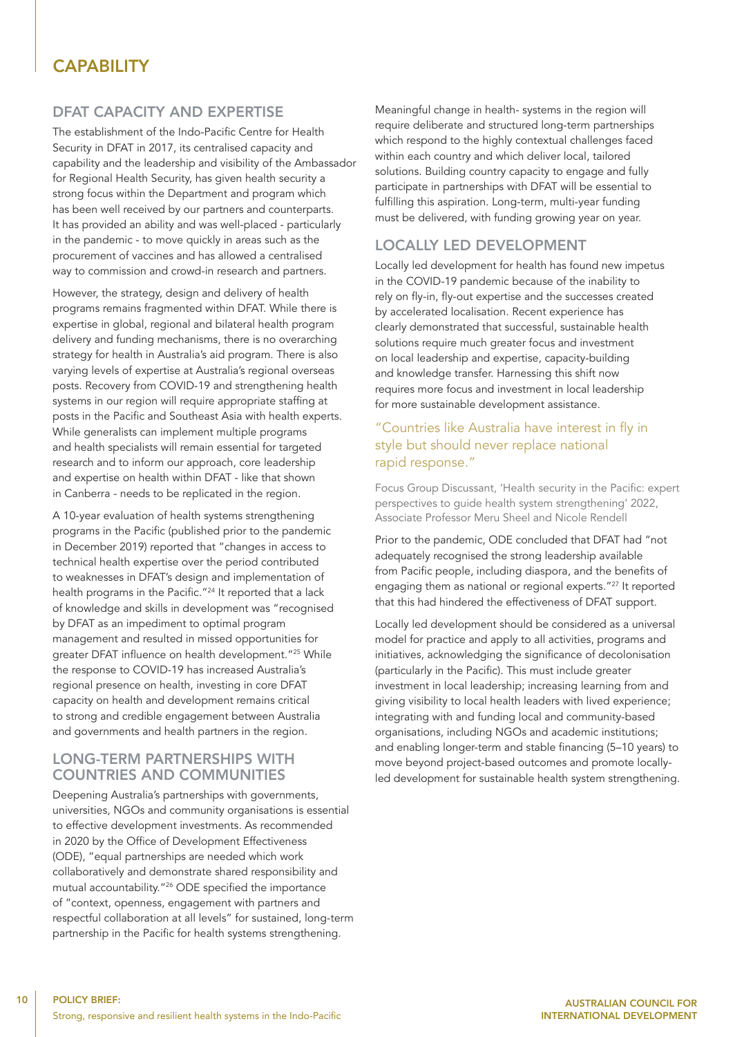# CAPABILITY

## DFAT CAPACITY AND EXPERTISE

The establishment of the Indo-Pacific Centre for Health Security in DFAT in 2017, its centralised capacity and capability and the leadership and visibility of the Ambassador for Regional Health Security, has given health security a strong focus within the Department and program which has been well received by our partners and counterparts. It has provided an ability and was well-placed - particularly in the pandemic - to move quickly in areas such as the procurement of vaccines and has allowed a centralised way to commission and crowd-in research and partners.

However, the strategy, design and delivery of health programs remains fragmented within DFAT. While there is expertise in global, regional and bilateral health program delivery and funding mechanisms, there is no overarching strategy for health in Australia's aid program. There is also varying levels of expertise at Australia's regional overseas posts. Recovery from COVID-19 and strengthening health systems in our region will require appropriate staffing at posts in the Pacific and Southeast Asia with health experts. While generalists can implement multiple programs and health specialists will remain essential for targeted research and to inform our approach, core leadership and expertise on health within DFAT - like that shown in Canberra - needs to be replicated in the region.

A 10-year evaluation of health systems strengthening programs in the Pacific (published prior to the pandemic in December 2019) reported that "changes in access to technical health expertise over the period contributed to weaknesses in DFAT's design and implementation of health programs in the Pacific."[24] It reported that a lack of knowledge and skills in development was "recognised by DFAT as an impediment to optimal program management and resulted in missed opportunities for greater DFAT influence on health development."[25] While the response to COVID-19 has increased Australia's regional presence on health, investing in core DFAT capacity on health and development remains critical to strong and credible engagement between Australia and governments and health partners in the region.

## LONG-TERM PARTNERSHIPS WITH COUNTRIES AND COMMUNITIES

Deepening Australia's partnerships with governments, universities, NGOs and community organisations is essential to effective development investments. As recommended in 2020 by the Office of Development Effectiveness (ODE), "equal partnerships are needed which work collaboratively and demonstrate shared responsibility and mutual accountability."[26] ODE specified the importance of "context, openness, engagement with partners and respectful collaboration at all levels" for sustained, long-term partnership in the Pacific for health systems strengthening.

Meaningful change in health- systems in the region will require deliberate and structured long-term partnerships which respond to the highly contextual challenges faced within each country and which deliver local, tailored solutions. Building country capacity to engage and fully participate in partnerships with DFAT will be essential to fulfilling this aspiration. Long-term, multi-year funding must be delivered, with funding growing year on year.

## LOCALLY LED DEVELOPMENT

Locally led development for health has found new impetus in the COVID-19 pandemic because of the inability to rely on fly-in, fly-out expertise and the successes created by accelerated localisation. Recent experience has clearly demonstrated that successful, sustainable health solutions require much greater focus and investment on local leadership and expertise, capacity-building and knowledge transfer. Harnessing this shift now requires more focus and investment in local leadership for more sustainable development assistance.

> "Countries like Australia have interest in fly in style but should never replace national rapid response."
>
> Focus Group Discussant, 'Health security in the Pacific: expert perspectives to guide health system strengthening' 2022, Associate Professor Meru Sheel and Nicole Rendell

Prior to the pandemic, ODE concluded that DFAT had "not adequately recognised the strong leadership available from Pacific people, including diaspora, and the benefits of engaging them as national or regional experts."[27] It reported that this had hindered the effectiveness of DFAT support.

Locally led development should be considered as a universal model for practice and apply to all activities, programs and initiatives, acknowledging the significance of decolonisation (particularly in the Pacific). This must include greater investment in local leadership; increasing learning from and giving visibility to local health leaders with lived experience; integrating with and funding local and community-based organisations, including NGOs and academic institutions; and enabling longer-term and stable financing (5–10 years) to move beyond project-based outcomes and promote locally-led development for sustainable health system strengthening.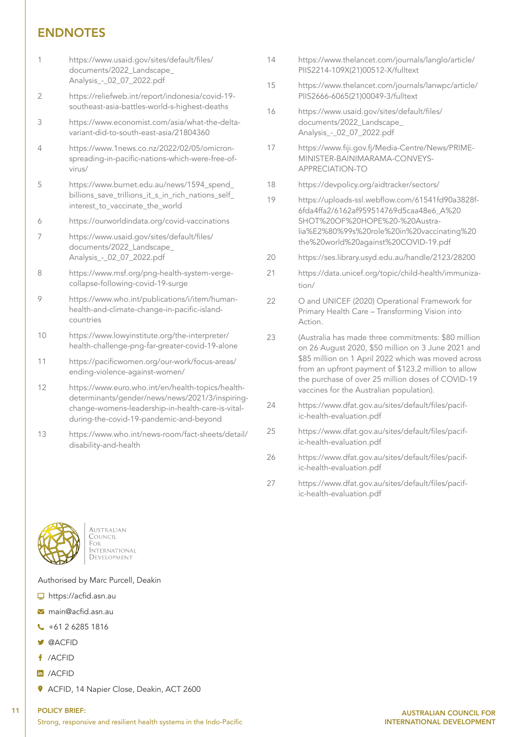# ENDNOTES

1. https://www.usaid.gov/sites/default/files/documents/2022_Landscape_Analysis_-_02_07_2022.pdf
2. https://reliefweb.int/report/indonesia/covid-19-southeast-asia-battles-world-s-highest-deaths
3. https://www.economist.com/asia/what-the-delta-variant-did-to-south-east-asia/21804360
4. https://www.1news.co.nz/2022/02/05/omicron-spreading-in-pacific-nations-which-were-free-of-virus/
5. https://www.burnet.edu.au/news/1594_spend_billions_save_trillions_it_s_in_rich_nations_self_interest_to_vaccinate_the_world
6. https://ourworldindata.org/covid-vaccinations
7. https://www.usaid.gov/sites/default/files/documents/2022_Landscape_Analysis_-_02_07_2022.pdf
8. https://www.msf.org/png-health-system-verge-collapse-following-covid-19-surge
9. https://www.who.int/publications/i/item/human-health-and-climate-change-in-pacific-island-countries
10. https://www.lowyinstitute.org/the-interpreter/health-challenge-png-far-greater-covid-19-alone
11. https://pacificwomen.org/our-work/focus-areas/ending-violence-against-women/
12. https://www.euro.who.int/en/health-topics/health-determinants/gender/news/news/2021/3/inspiring-change-womens-leadership-in-health-care-is-vital-during-the-covid-19-pandemic-and-beyond
13. https://www.who.int/news-room/fact-sheets/detail/disability-and-health
14. https://www.thelancet.com/journals/langlo/article/PIIS2214-109X(21)00512-X/fulltext
15. https://www.thelancet.com/journals/lanwpc/article/PIIS2666-6065(21)00049-3/fulltext
16. https://www.usaid.gov/sites/default/files/documents/2022_Landscape_Analysis_-_02_07_2022.pdf
17. https://www.fiji.gov.fj/Media-Centre/News/PRIME-MINISTER-BAINIMARAMA-CONVEYS-APPRECIATION-TO
18. https://devpolicy.org/aidtracker/sectors/
19. https://uploads-ssl.webflow.com/61541fd90a3828f6fda4ffa2/6162af959514769d5caa48e6_A%20SHOT%20OF%20HOPE%20-%20Australia%E2%80%99s%20role%20in%20vaccinating%20the%20world%20against%20COVID-19.pdf
20. https://ses.library.usyd.edu.au/handle/2123/28200
21. https://data.unicef.org/topic/child-health/immunization/
22. O and UNICEF (2020) Operational Framework for Primary Health Care – Transforming Vision into Action.
23. (Australia has made three commitments: $80 million on 26 August 2020, $50 million on 3 June 2021 and $85 million on 1 April 2022 which was moved across from an upfront payment of $123.2 million to allow the purchase of over 25 million doses of COVID-19 vaccines for the Australian population).
24. https://www.dfat.gov.au/sites/default/files/pacific-health-evaluation.pdf
25. https://www.dfat.gov.au/sites/default/files/pacific-health-evaluation.pdf
26. https://www.dfat.gov.au/sites/default/files/pacific-health-evaluation.pdf
27. https://www.dfat.gov.au/sites/default/files/pacific-health-evaluation.pdf

Australian Council For International Development

Authorised by Marc Purcell, Deakin

- https://acfid.asn.au
- main@acfid.asn.au
- +61 2 6285 1816
- @ACFID
- /ACFID
- /ACFID
- ACFID, 14 Napier Close, Deakin, ACT 2600